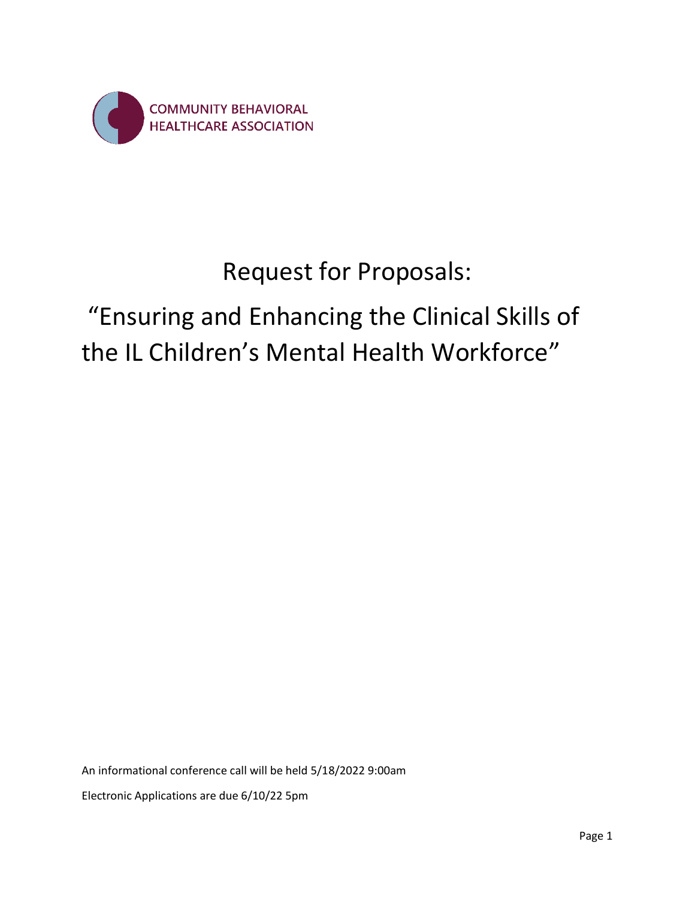COMMUNITY BEHAVIORAL HEALTHCARE ASSOCIATION

# Request for Proposals:

# "Ensuring and Enhancing the Clinical Skills of the IL Children's Mental Health Workforce"

An informational conference call will be held 5/18/2022 9:00am

Electronic Applications are due 6/10/22 5pm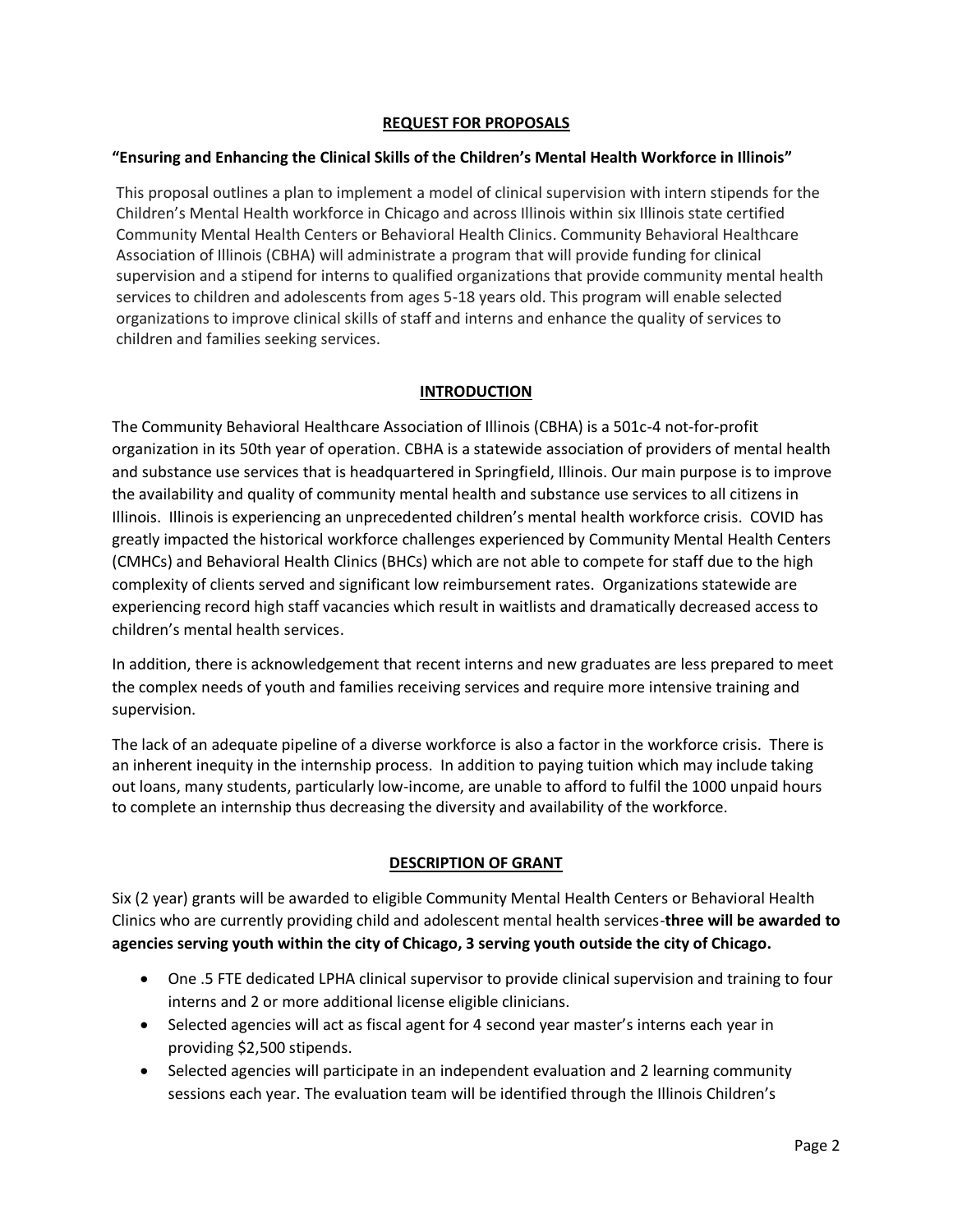## REQUEST FOR PROPOSALS

**"Ensuring and Enhancing the Clinical Skills of the Children's Mental Health Workforce in Illinois"**

This proposal outlines a plan to implement a model of clinical supervision with intern stipends for the Children's Mental Health workforce in Chicago and across Illinois within six Illinois state certified Community Mental Health Centers or Behavioral Health Clinics. Community Behavioral Healthcare Association of Illinois (CBHA) will administrate a program that will provide funding for clinical supervision and a stipend for interns to qualified organizations that provide community mental health services to children and adolescents from ages 5-18 years old. This program will enable selected organizations to improve clinical skills of staff and interns and enhance the quality of services to children and families seeking services.

## INTRODUCTION

The Community Behavioral Healthcare Association of Illinois (CBHA) is a 501c-4 not-for-profit organization in its 50th year of operation. CBHA is a statewide association of providers of mental health and substance use services that is headquartered in Springfield, Illinois. Our main purpose is to improve the availability and quality of community mental health and substance use services to all citizens in Illinois. Illinois is experiencing an unprecedented children's mental health workforce crisis. COVID has greatly impacted the historical workforce challenges experienced by Community Mental Health Centers (CMHCs) and Behavioral Health Clinics (BHCs) which are not able to compete for staff due to the high complexity of clients served and significant low reimbursement rates. Organizations statewide are experiencing record high staff vacancies which result in waitlists and dramatically decreased access to children's mental health services.

In addition, there is acknowledgement that recent interns and new graduates are less prepared to meet the complex needs of youth and families receiving services and require more intensive training and supervision.

The lack of an adequate pipeline of a diverse workforce is also a factor in the workforce crisis. There is an inherent inequity in the internship process. In addition to paying tuition which may include taking out loans, many students, particularly low-income, are unable to afford to fulfil the 1000 unpaid hours to complete an internship thus decreasing the diversity and availability of the workforce.

## DESCRIPTION OF GRANT

Six (2 year) grants will be awarded to eligible Community Mental Health Centers or Behavioral Health Clinics who are currently providing child and adolescent mental health services-**three will be awarded to agencies serving youth within the city of Chicago, 3 serving youth outside the city of Chicago.**

- One .5 FTE dedicated LPHA clinical supervisor to provide clinical supervision and training to four interns and 2 or more additional license eligible clinicians.
- Selected agencies will act as fiscal agent for 4 second year master's interns each year in providing $2,500 stipends.
- Selected agencies will participate in an independent evaluation and 2 learning community sessions each year. The evaluation team will be identified through the Illinois Children's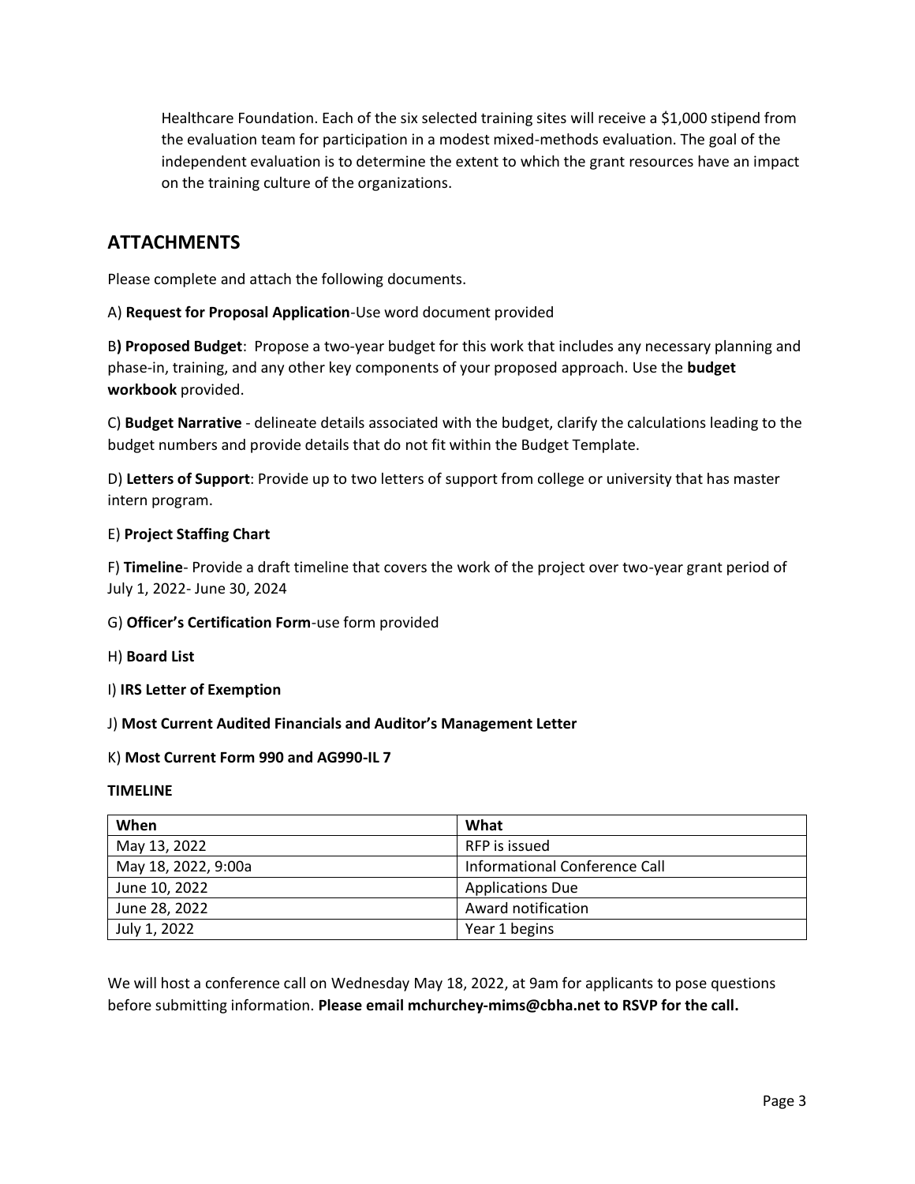Healthcare Foundation. Each of the six selected training sites will receive a $1,000 stipend from the evaluation team for participation in a modest mixed-methods evaluation. The goal of the independent evaluation is to determine the extent to which the grant resources have an impact on the training culture of the organizations.

## ATTACHMENTS

Please complete and attach the following documents.

A) **Request for Proposal Application**-Use word document provided

B**) Proposed Budget**: Propose a two-year budget for this work that includes any necessary planning and phase-in, training, and any other key components of your proposed approach. Use the **budget workbook** provided.

C) **Budget Narrative** - delineate details associated with the budget, clarify the calculations leading to the budget numbers and provide details that do not fit within the Budget Template.

D) **Letters of Support**: Provide up to two letters of support from college or university that has master intern program.

E) **Project Staffing Chart**

F) **Timeline**- Provide a draft timeline that covers the work of the project over two-year grant period of July 1, 2022- June 30, 2024

G) **Officer's Certification Form**-use form provided

H) **Board List**

I) **IRS Letter of Exemption**

J) **Most Current Audited Financials and Auditor's Management Letter**

K) **Most Current Form 990 and AG990-IL 7**

**TIMELINE**

| When | What |
|---|---|
| May 13, 2022 | RFP is issued |
| May 18, 2022, 9:00a | Informational Conference Call |
| June 10, 2022 | Applications Due |
| June 28, 2022 | Award notification |
| July 1, 2022 | Year 1 begins |

We will host a conference call on Wednesday May 18, 2022, at 9am for applicants to pose questions before submitting information. **Please email mchurchey-mims@cbha.net to RSVP for the call.**